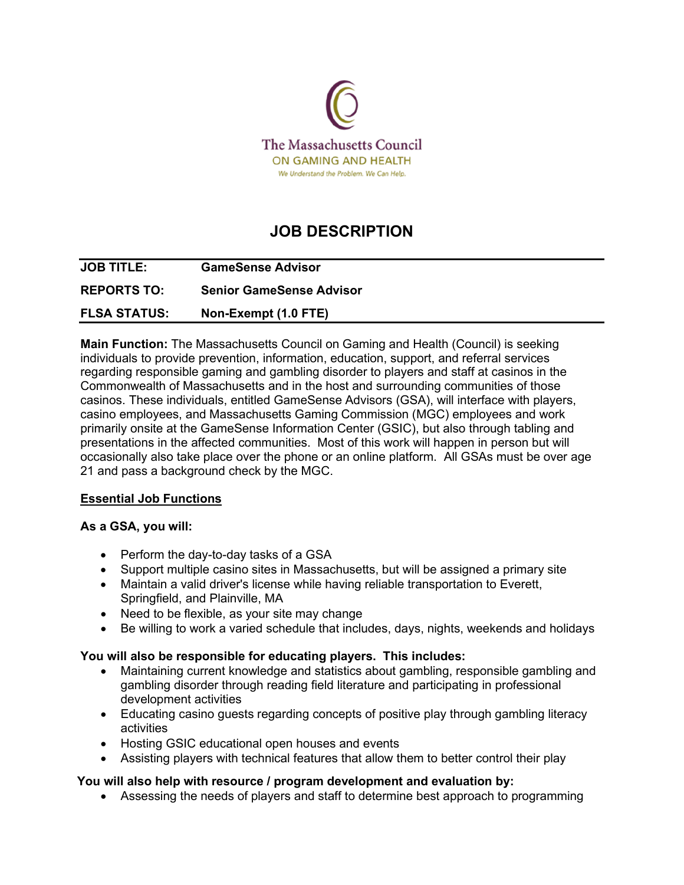The Massachusetts Council
ON GAMING AND HEALTH
*We Understand the Problem. We Can Help.*

# JOB DESCRIPTION

| | |
|---|---|
| **JOB TITLE:** | **GameSense Advisor** |
| **REPORTS TO:** | **Senior GameSense Advisor** |
| **FLSA STATUS:** | **Non-Exempt (1.0 FTE)** |

**Main Function:** The Massachusetts Council on Gaming and Health (Council) is seeking individuals to provide prevention, information, education, support, and referral services regarding responsible gaming and gambling disorder to players and staff at casinos in the Commonwealth of Massachusetts and in the host and surrounding communities of those casinos. These individuals, entitled GameSense Advisors (GSA), will interface with players, casino employees, and Massachusetts Gaming Commission (MGC) employees and work primarily onsite at the GameSense Information Center (GSIC), but also through tabling and presentations in the affected communities. Most of this work will happen in person but will occasionally also take place over the phone or an online platform. All GSAs must be over age 21 and pass a background check by the MGC.

## Essential Job Functions

**As a GSA, you will:**

- Perform the day-to-day tasks of a GSA
- Support multiple casino sites in Massachusetts, but will be assigned a primary site
- Maintain a valid driver's license while having reliable transportation to Everett, Springfield, and Plainville, MA
- Need to be flexible, as your site may change
- Be willing to work a varied schedule that includes, days, nights, weekends and holidays

**You will also be responsible for educating players. This includes:**

- Maintaining current knowledge and statistics about gambling, responsible gambling and gambling disorder through reading field literature and participating in professional development activities
- Educating casino guests regarding concepts of positive play through gambling literacy activities
- Hosting GSIC educational open houses and events
- Assisting players with technical features that allow them to better control their play

**You will also help with resource / program development and evaluation by:**

- Assessing the needs of players and staff to determine best approach to programming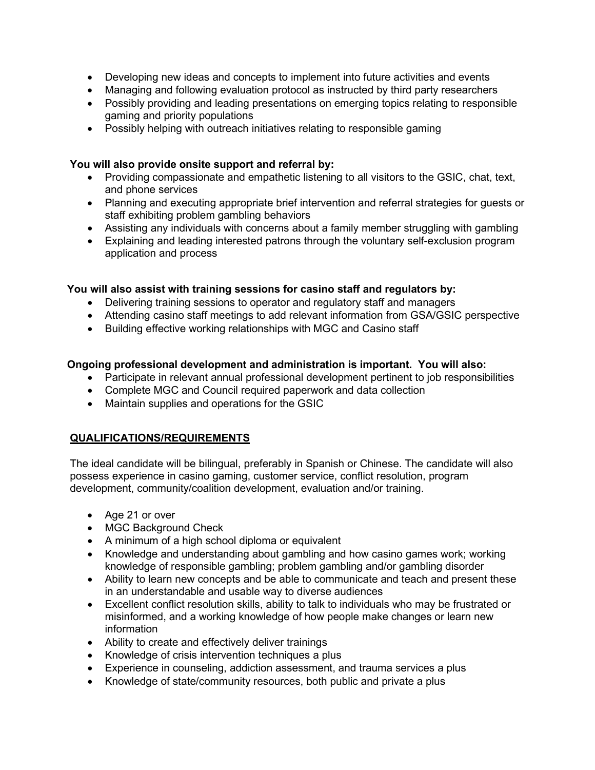- Developing new ideas and concepts to implement into future activities and events
- Managing and following evaluation protocol as instructed by third party researchers
- Possibly providing and leading presentations on emerging topics relating to responsible gaming and priority populations
- Possibly helping with outreach initiatives relating to responsible gaming

**You will also provide onsite support and referral by:**

- Providing compassionate and empathetic listening to all visitors to the GSIC, chat, text, and phone services
- Planning and executing appropriate brief intervention and referral strategies for guests or staff exhibiting problem gambling behaviors
- Assisting any individuals with concerns about a family member struggling with gambling
- Explaining and leading interested patrons through the voluntary self-exclusion program application and process

**You will also assist with training sessions for casino staff and regulators by:**

- Delivering training sessions to operator and regulatory staff and managers
- Attending casino staff meetings to add relevant information from GSA/GSIC perspective
- Building effective working relationships with MGC and Casino staff

**Ongoing professional development and administration is important. You will also:**

- Participate in relevant annual professional development pertinent to job responsibilities
- Complete MGC and Council required paperwork and data collection
- Maintain supplies and operations for the GSIC

## QUALIFICATIONS/REQUIREMENTS

The ideal candidate will be bilingual, preferably in Spanish or Chinese. The candidate will also possess experience in casino gaming, customer service, conflict resolution, program development, community/coalition development, evaluation and/or training.

- Age 21 or over
- MGC Background Check
- A minimum of a high school diploma or equivalent
- Knowledge and understanding about gambling and how casino games work; working knowledge of responsible gambling; problem gambling and/or gambling disorder
- Ability to learn new concepts and be able to communicate and teach and present these in an understandable and usable way to diverse audiences
- Excellent conflict resolution skills, ability to talk to individuals who may be frustrated or misinformed, and a working knowledge of how people make changes or learn new information
- Ability to create and effectively deliver trainings
- Knowledge of crisis intervention techniques a plus
- Experience in counseling, addiction assessment, and trauma services a plus
- Knowledge of state/community resources, both public and private a plus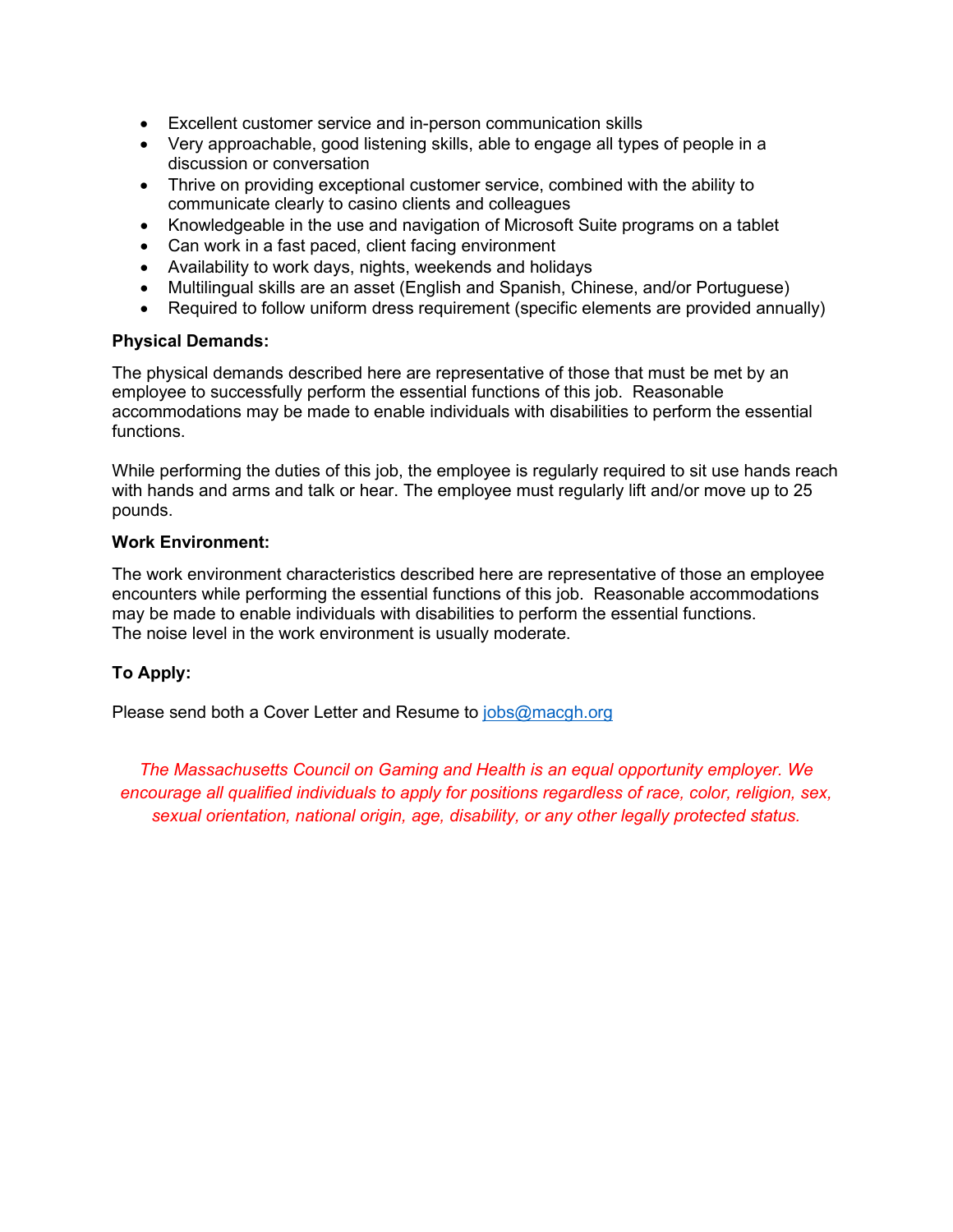- Excellent customer service and in-person communication skills
- Very approachable, good listening skills, able to engage all types of people in a discussion or conversation
- Thrive on providing exceptional customer service, combined with the ability to communicate clearly to casino clients and colleagues
- Knowledgeable in the use and navigation of Microsoft Suite programs on a tablet
- Can work in a fast paced, client facing environment
- Availability to work days, nights, weekends and holidays
- Multilingual skills are an asset (English and Spanish, Chinese, and/or Portuguese)
- Required to follow uniform dress requirement (specific elements are provided annually)

**Physical Demands:**

The physical demands described here are representative of those that must be met by an employee to successfully perform the essential functions of this job. Reasonable accommodations may be made to enable individuals with disabilities to perform the essential functions.

While performing the duties of this job, the employee is regularly required to sit use hands reach with hands and arms and talk or hear. The employee must regularly lift and/or move up to 25 pounds.

**Work Environment:**

The work environment characteristics described here are representative of those an employee encounters while performing the essential functions of this job. Reasonable accommodations may be made to enable individuals with disabilities to perform the essential functions.
The noise level in the work environment is usually moderate.

**To Apply:**

Please send both a Cover Letter and Resume to jobs@macgh.org

*The Massachusetts Council on Gaming and Health is an equal opportunity employer. We encourage all qualified individuals to apply for positions regardless of race, color, religion, sex, sexual orientation, national origin, age, disability, or any other legally protected status.*